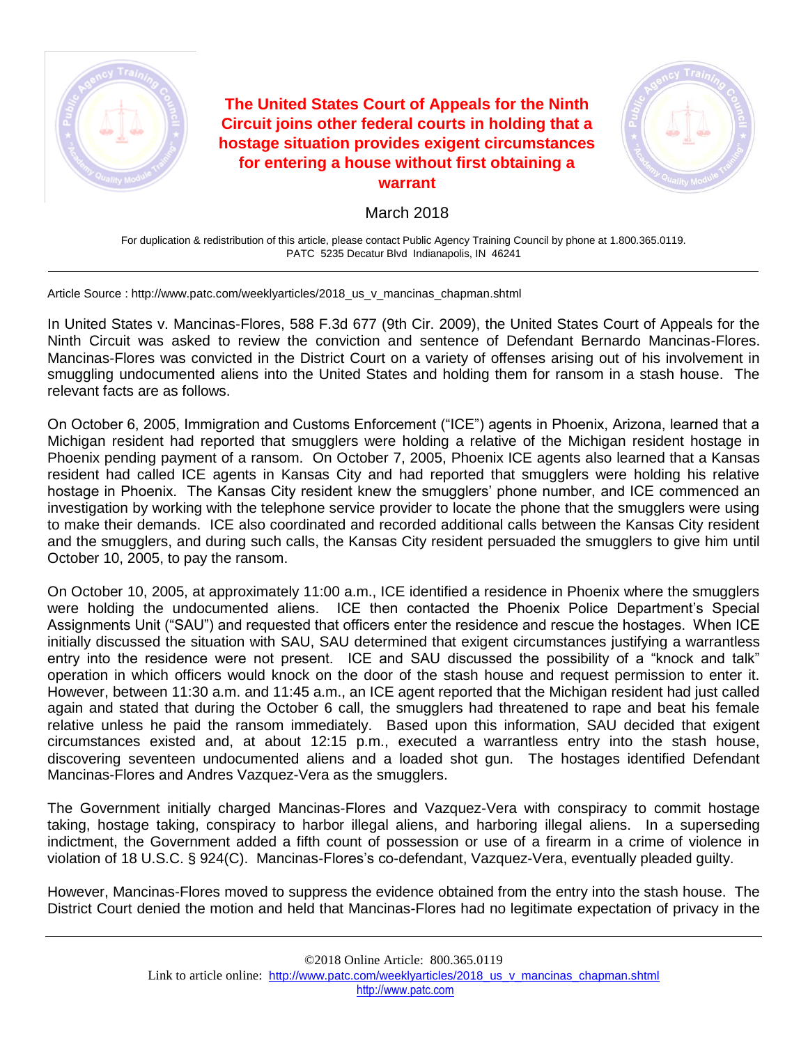# The United States Court of Appeals for the Ninth Circuit joins other federal courts in holding that a hostage situation provides exigent circumstances for entering a house without first obtaining a warrant

March 2018

For duplication & redistribution of this article, please contact Public Agency Training Council by phone at 1.800.365.0119.
PATC 5235 Decatur Blvd Indianapolis, IN 46241

---

Article Source : http://www.patc.com/weeklyarticles/2018_us_v_mancinas_chapman.shtml

In United States v. Mancinas-Flores, 588 F.3d 677 (9th Cir. 2009), the United States Court of Appeals for the Ninth Circuit was asked to review the conviction and sentence of Defendant Bernardo Mancinas-Flores. Mancinas-Flores was convicted in the District Court on a variety of offenses arising out of his involvement in smuggling undocumented aliens into the United States and holding them for ransom in a stash house. The relevant facts are as follows.

On October 6, 2005, Immigration and Customs Enforcement ("ICE") agents in Phoenix, Arizona, learned that a Michigan resident had reported that smugglers were holding a relative of the Michigan resident hostage in Phoenix pending payment of a ransom. On October 7, 2005, Phoenix ICE agents also learned that a Kansas resident had called ICE agents in Kansas City and had reported that smugglers were holding his relative hostage in Phoenix. The Kansas City resident knew the smugglers' phone number, and ICE commenced an investigation by working with the telephone service provider to locate the phone that the smugglers were using to make their demands. ICE also coordinated and recorded additional calls between the Kansas City resident and the smugglers, and during such calls, the Kansas City resident persuaded the smugglers to give him until October 10, 2005, to pay the ransom.

On October 10, 2005, at approximately 11:00 a.m., ICE identified a residence in Phoenix where the smugglers were holding the undocumented aliens. ICE then contacted the Phoenix Police Department's Special Assignments Unit ("SAU") and requested that officers enter the residence and rescue the hostages. When ICE initially discussed the situation with SAU, SAU determined that exigent circumstances justifying a warrantless entry into the residence were not present. ICE and SAU discussed the possibility of a "knock and talk" operation in which officers would knock on the door of the stash house and request permission to enter it. However, between 11:30 a.m. and 11:45 a.m., an ICE agent reported that the Michigan resident had just called again and stated that during the October 6 call, the smugglers had threatened to rape and beat his female relative unless he paid the ransom immediately. Based upon this information, SAU decided that exigent circumstances existed and, at about 12:15 p.m., executed a warrantless entry into the stash house, discovering seventeen undocumented aliens and a loaded shot gun. The hostages identified Defendant Mancinas-Flores and Andres Vazquez-Vera as the smugglers.

The Government initially charged Mancinas-Flores and Vazquez-Vera with conspiracy to commit hostage taking, hostage taking, conspiracy to harbor illegal aliens, and harboring illegal aliens. In a superseding indictment, the Government added a fifth count of possession or use of a firearm in a crime of violence in violation of 18 U.S.C. § 924(C). Mancinas-Flores's co-defendant, Vazquez-Vera, eventually pleaded guilty.

However, Mancinas-Flores moved to suppress the evidence obtained from the entry into the stash house. The District Court denied the motion and held that Mancinas-Flores had no legitimate expectation of privacy in the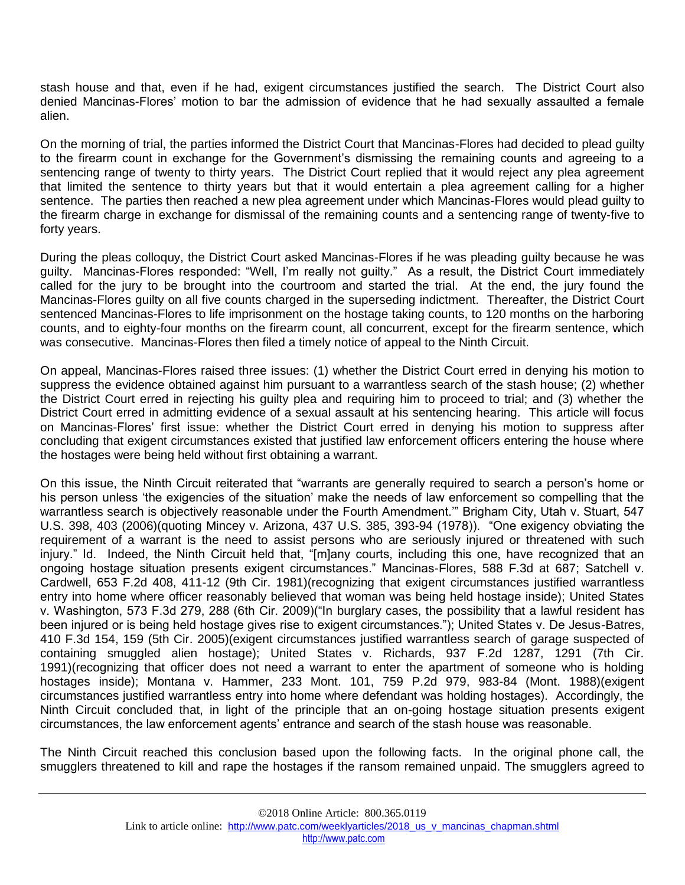stash house and that, even if he had, exigent circumstances justified the search. The District Court also denied Mancinas-Flores' motion to bar the admission of evidence that he had sexually assaulted a female alien.

On the morning of trial, the parties informed the District Court that Mancinas-Flores had decided to plead guilty to the firearm count in exchange for the Government's dismissing the remaining counts and agreeing to a sentencing range of twenty to thirty years. The District Court replied that it would reject any plea agreement that limited the sentence to thirty years but that it would entertain a plea agreement calling for a higher sentence. The parties then reached a new plea agreement under which Mancinas-Flores would plead guilty to the firearm charge in exchange for dismissal of the remaining counts and a sentencing range of twenty-five to forty years.

During the pleas colloquy, the District Court asked Mancinas-Flores if he was pleading guilty because he was guilty. Mancinas-Flores responded: "Well, I'm really not guilty." As a result, the District Court immediately called for the jury to be brought into the courtroom and started the trial. At the end, the jury found the Mancinas-Flores guilty on all five counts charged in the superseding indictment. Thereafter, the District Court sentenced Mancinas-Flores to life imprisonment on the hostage taking counts, to 120 months on the harboring counts, and to eighty-four months on the firearm count, all concurrent, except for the firearm sentence, which was consecutive. Mancinas-Flores then filed a timely notice of appeal to the Ninth Circuit.

On appeal, Mancinas-Flores raised three issues: (1) whether the District Court erred in denying his motion to suppress the evidence obtained against him pursuant to a warrantless search of the stash house; (2) whether the District Court erred in rejecting his guilty plea and requiring him to proceed to trial; and (3) whether the District Court erred in admitting evidence of a sexual assault at his sentencing hearing. This article will focus on Mancinas-Flores' first issue: whether the District Court erred in denying his motion to suppress after concluding that exigent circumstances existed that justified law enforcement officers entering the house where the hostages were being held without first obtaining a warrant.

On this issue, the Ninth Circuit reiterated that "warrants are generally required to search a person's home or his person unless 'the exigencies of the situation' make the needs of law enforcement so compelling that the warrantless search is objectively reasonable under the Fourth Amendment.'" Brigham City, Utah v. Stuart, 547 U.S. 398, 403 (2006)(quoting Mincey v. Arizona, 437 U.S. 385, 393-94 (1978)). "One exigency obviating the requirement of a warrant is the need to assist persons who are seriously injured or threatened with such injury." Id. Indeed, the Ninth Circuit held that, "[m]any courts, including this one, have recognized that an ongoing hostage situation presents exigent circumstances." Mancinas-Flores, 588 F.3d at 687; Satchell v. Cardwell, 653 F.2d 408, 411-12 (9th Cir. 1981)(recognizing that exigent circumstances justified warrantless entry into home where officer reasonably believed that woman was being held hostage inside); United States v. Washington, 573 F.3d 279, 288 (6th Cir. 2009)("In burglary cases, the possibility that a lawful resident has been injured or is being held hostage gives rise to exigent circumstances."); United States v. De Jesus-Batres, 410 F.3d 154, 159 (5th Cir. 2005)(exigent circumstances justified warrantless search of garage suspected of containing smuggled alien hostage); United States v. Richards, 937 F.2d 1287, 1291 (7th Cir. 1991)(recognizing that officer does not need a warrant to enter the apartment of someone who is holding hostages inside); Montana v. Hammer, 233 Mont. 101, 759 P.2d 979, 983-84 (Mont. 1988)(exigent circumstances justified warrantless entry into home where defendant was holding hostages). Accordingly, the Ninth Circuit concluded that, in light of the principle that an on-going hostage situation presents exigent circumstances, the law enforcement agents' entrance and search of the stash house was reasonable.

The Ninth Circuit reached this conclusion based upon the following facts. In the original phone call, the smugglers threatened to kill and rape the hostages if the ransom remained unpaid. The smugglers agreed to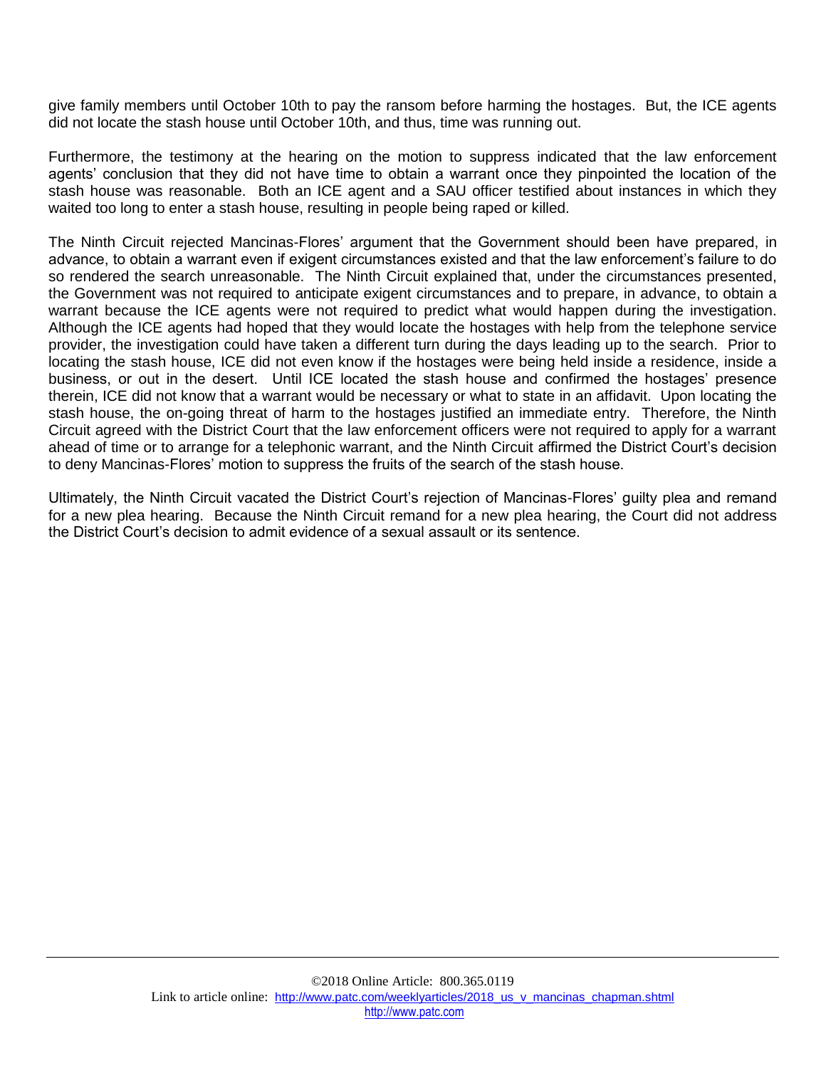give family members until October 10th to pay the ransom before harming the hostages. But, the ICE agents did not locate the stash house until October 10th, and thus, time was running out.

Furthermore, the testimony at the hearing on the motion to suppress indicated that the law enforcement agents' conclusion that they did not have time to obtain a warrant once they pinpointed the location of the stash house was reasonable. Both an ICE agent and a SAU officer testified about instances in which they waited too long to enter a stash house, resulting in people being raped or killed.

The Ninth Circuit rejected Mancinas-Flores' argument that the Government should been have prepared, in advance, to obtain a warrant even if exigent circumstances existed and that the law enforcement's failure to do so rendered the search unreasonable. The Ninth Circuit explained that, under the circumstances presented, the Government was not required to anticipate exigent circumstances and to prepare, in advance, to obtain a warrant because the ICE agents were not required to predict what would happen during the investigation. Although the ICE agents had hoped that they would locate the hostages with help from the telephone service provider, the investigation could have taken a different turn during the days leading up to the search. Prior to locating the stash house, ICE did not even know if the hostages were being held inside a residence, inside a business, or out in the desert. Until ICE located the stash house and confirmed the hostages' presence therein, ICE did not know that a warrant would be necessary or what to state in an affidavit. Upon locating the stash house, the on-going threat of harm to the hostages justified an immediate entry. Therefore, the Ninth Circuit agreed with the District Court that the law enforcement officers were not required to apply for a warrant ahead of time or to arrange for a telephonic warrant, and the Ninth Circuit affirmed the District Court's decision to deny Mancinas-Flores' motion to suppress the fruits of the search of the stash house.

Ultimately, the Ninth Circuit vacated the District Court's rejection of Mancinas-Flores' guilty plea and remand for a new plea hearing. Because the Ninth Circuit remand for a new plea hearing, the Court did not address the District Court's decision to admit evidence of a sexual assault or its sentence.

©2018 Online Article: 800.365.0119
Link to article online: http://www.patc.com/weeklyarticles/2018_us_v_mancinas_chapman.shtml
http://www.patc.com